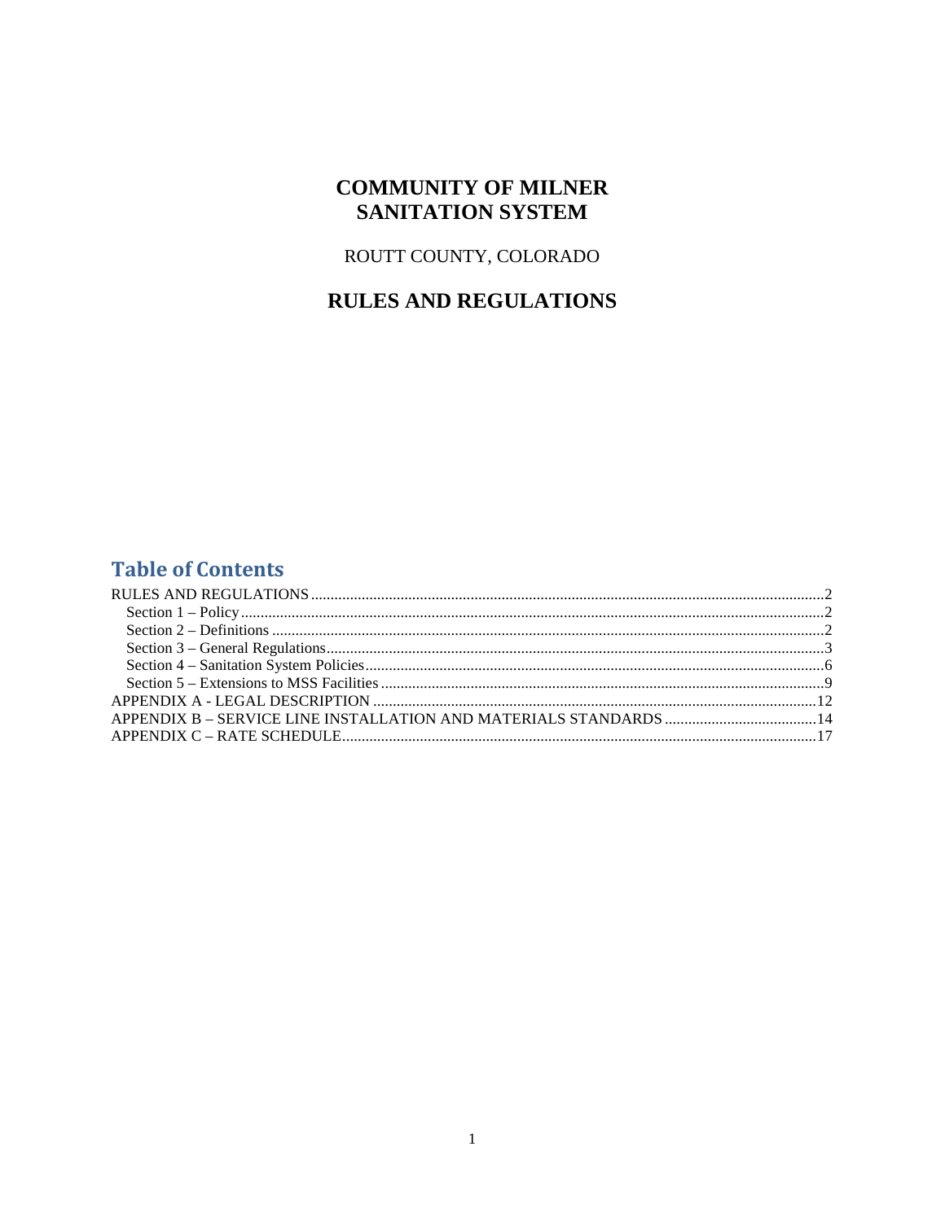# COMMUNITY OF MILNER SANITATION SYSTEM

ROUTT COUNTY, COLORADO

## RULES AND REGULATIONS

## Table of Contents

RULES AND REGULATIONS ........................................................ 2
- Section 1 – Policy ........................................................ 2
- Section 2 – Definitions ........................................................ 2
- Section 3 – General Regulations ........................................................ 3
- Section 4 – Sanitation System Policies ........................................................ 6
- Section 5 – Extensions to MSS Facilities ........................................................ 9

APPENDIX A - LEGAL DESCRIPTION ........................................................ 12

APPENDIX B – SERVICE LINE INSTALLATION AND MATERIALS STANDARDS ........................................................ 14

APPENDIX C – RATE SCHEDULE ........................................................ 17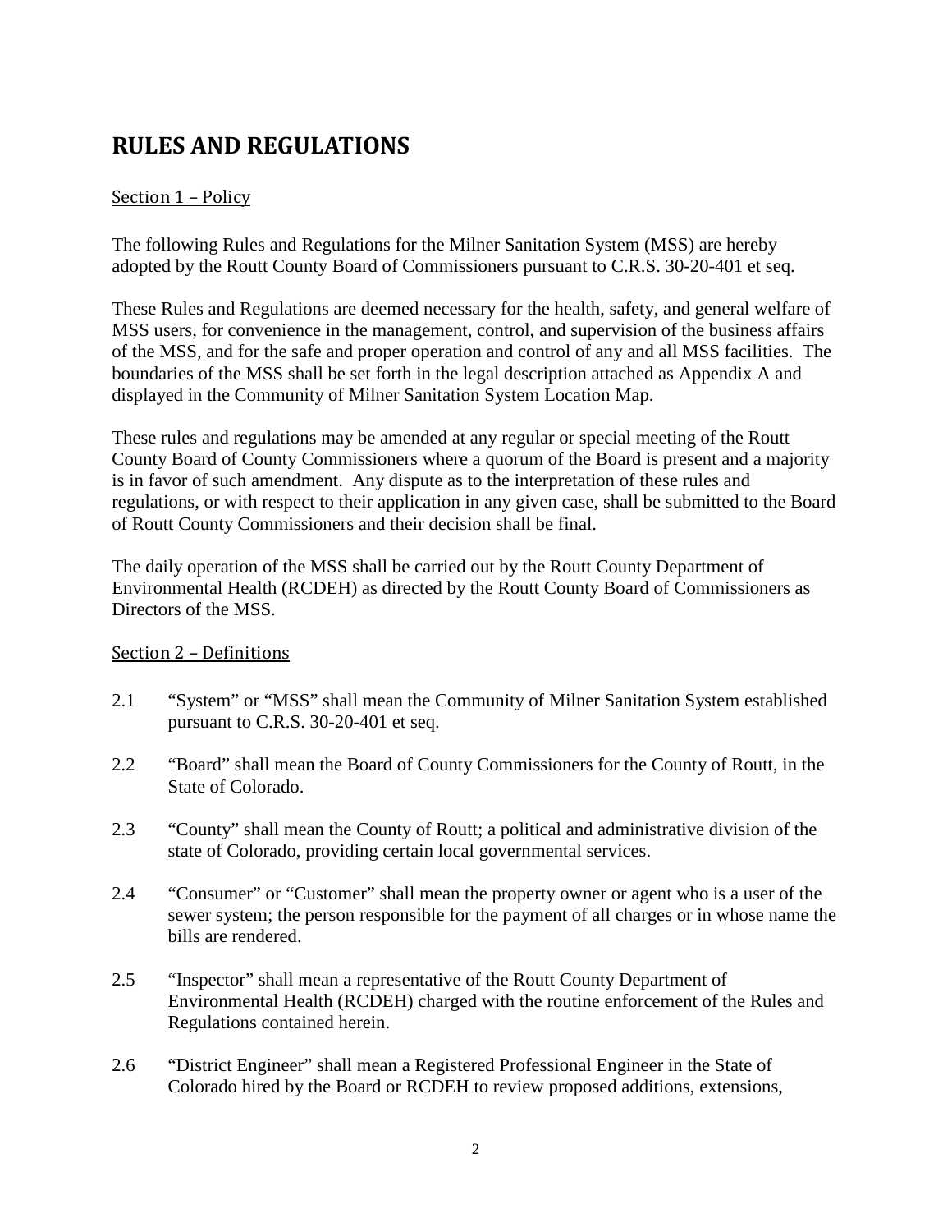# RULES AND REGULATIONS

Section 1 – Policy

The following Rules and Regulations for the Milner Sanitation System (MSS) are hereby adopted by the Routt County Board of Commissioners pursuant to C.R.S. 30-20-401 et seq.

These Rules and Regulations are deemed necessary for the health, safety, and general welfare of MSS users, for convenience in the management, control, and supervision of the business affairs of the MSS, and for the safe and proper operation and control of any and all MSS facilities. The boundaries of the MSS shall be set forth in the legal description attached as Appendix A and displayed in the Community of Milner Sanitation System Location Map.

These rules and regulations may be amended at any regular or special meeting of the Routt County Board of County Commissioners where a quorum of the Board is present and a majority is in favor of such amendment. Any dispute as to the interpretation of these rules and regulations, or with respect to their application in any given case, shall be submitted to the Board of Routt County Commissioners and their decision shall be final.

The daily operation of the MSS shall be carried out by the Routt County Department of Environmental Health (RCDEH) as directed by the Routt County Board of Commissioners as Directors of the MSS.

Section 2 – Definitions

2.1 "System" or "MSS" shall mean the Community of Milner Sanitation System established pursuant to C.R.S. 30-20-401 et seq.

2.2 "Board" shall mean the Board of County Commissioners for the County of Routt, in the State of Colorado.

2.3 "County" shall mean the County of Routt; a political and administrative division of the state of Colorado, providing certain local governmental services.

2.4 "Consumer" or "Customer" shall mean the property owner or agent who is a user of the sewer system; the person responsible for the payment of all charges or in whose name the bills are rendered.

2.5 "Inspector" shall mean a representative of the Routt County Department of Environmental Health (RCDEH) charged with the routine enforcement of the Rules and Regulations contained herein.

2.6 "District Engineer" shall mean a Registered Professional Engineer in the State of Colorado hired by the Board or RCDEH to review proposed additions, extensions,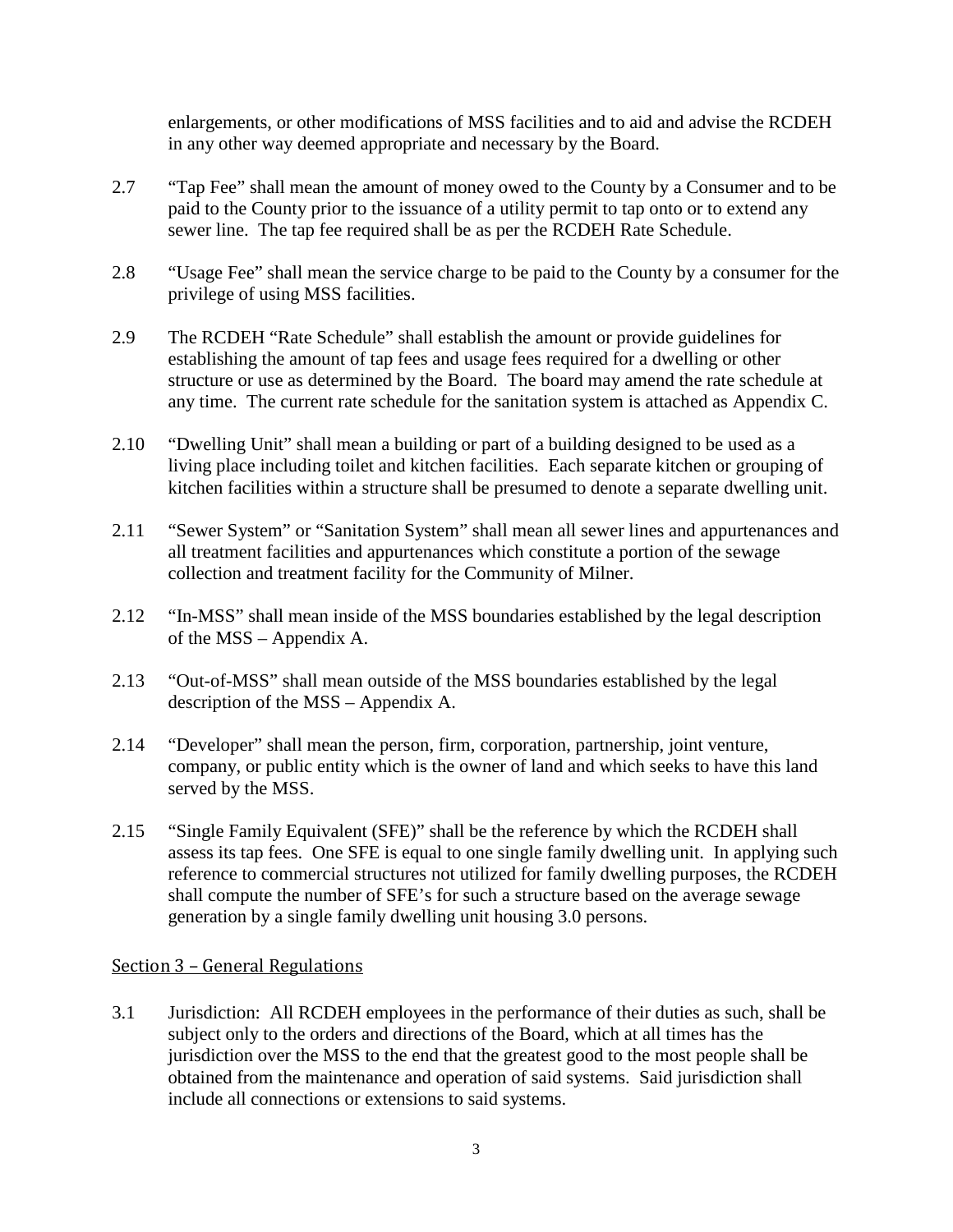enlargements, or other modifications of MSS facilities and to aid and advise the RCDEH in any other way deemed appropriate and necessary by the Board.

2.7 "Tap Fee" shall mean the amount of money owed to the County by a Consumer and to be paid to the County prior to the issuance of a utility permit to tap onto or to extend any sewer line. The tap fee required shall be as per the RCDEH Rate Schedule.

2.8 "Usage Fee" shall mean the service charge to be paid to the County by a consumer for the privilege of using MSS facilities.

2.9 The RCDEH "Rate Schedule" shall establish the amount or provide guidelines for establishing the amount of tap fees and usage fees required for a dwelling or other structure or use as determined by the Board. The board may amend the rate schedule at any time. The current rate schedule for the sanitation system is attached as Appendix C.

2.10 "Dwelling Unit" shall mean a building or part of a building designed to be used as a living place including toilet and kitchen facilities. Each separate kitchen or grouping of kitchen facilities within a structure shall be presumed to denote a separate dwelling unit.

2.11 "Sewer System" or "Sanitation System" shall mean all sewer lines and appurtenances and all treatment facilities and appurtenances which constitute a portion of the sewage collection and treatment facility for the Community of Milner.

2.12 "In-MSS" shall mean inside of the MSS boundaries established by the legal description of the MSS – Appendix A.

2.13 "Out-of-MSS" shall mean outside of the MSS boundaries established by the legal description of the MSS – Appendix A.

2.14 "Developer" shall mean the person, firm, corporation, partnership, joint venture, company, or public entity which is the owner of land and which seeks to have this land served by the MSS.

2.15 "Single Family Equivalent (SFE)" shall be the reference by which the RCDEH shall assess its tap fees. One SFE is equal to one single family dwelling unit. In applying such reference to commercial structures not utilized for family dwelling purposes, the RCDEH shall compute the number of SFE's for such a structure based on the average sewage generation by a single family dwelling unit housing 3.0 persons.

## Section 3 – General Regulations

3.1 Jurisdiction: All RCDEH employees in the performance of their duties as such, shall be subject only to the orders and directions of the Board, which at all times has the jurisdiction over the MSS to the end that the greatest good to the most people shall be obtained from the maintenance and operation of said systems. Said jurisdiction shall include all connections or extensions to said systems.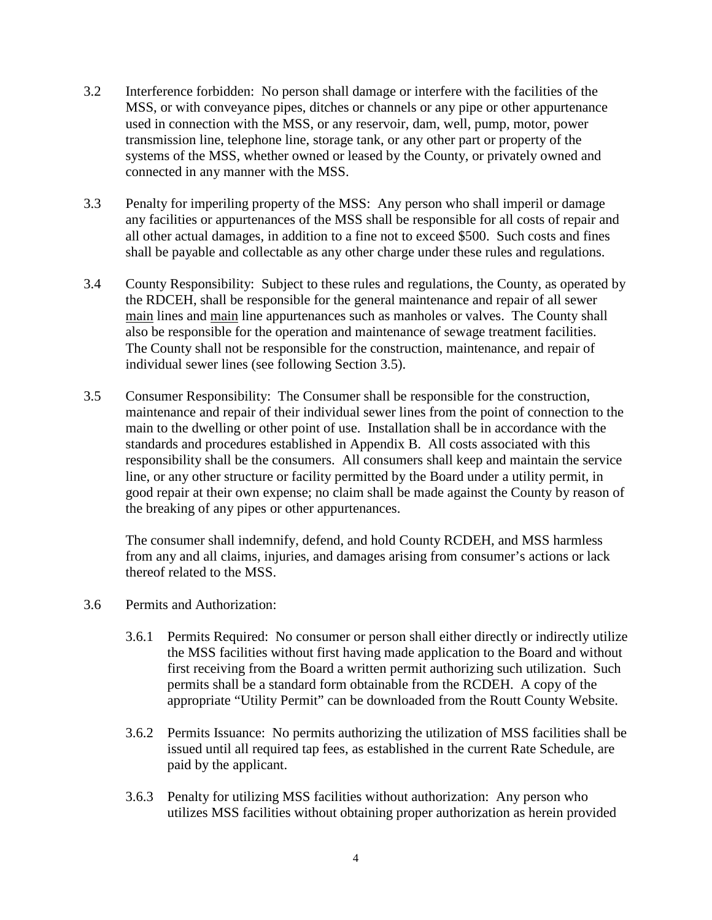3.2 Interference forbidden: No person shall damage or interfere with the facilities of the MSS, or with conveyance pipes, ditches or channels or any pipe or other appurtenance used in connection with the MSS, or any reservoir, dam, well, pump, motor, power transmission line, telephone line, storage tank, or any other part or property of the systems of the MSS, whether owned or leased by the County, or privately owned and connected in any manner with the MSS.

3.3 Penalty for imperiling property of the MSS: Any person who shall imperil or damage any facilities or appurtenances of the MSS shall be responsible for all costs of repair and all other actual damages, in addition to a fine not to exceed $500. Such costs and fines shall be payable and collectable as any other charge under these rules and regulations.

3.4 County Responsibility: Subject to these rules and regulations, the County, as operated by the RDCEH, shall be responsible for the general maintenance and repair of all sewer <u>main</u> lines and <u>main</u> line appurtenances such as manholes or valves. The County shall also be responsible for the operation and maintenance of sewage treatment facilities. The County shall not be responsible for the construction, maintenance, and repair of individual sewer lines (see following Section 3.5).

3.5 Consumer Responsibility: The Consumer shall be responsible for the construction, maintenance and repair of their individual sewer lines from the point of connection to the main to the dwelling or other point of use. Installation shall be in accordance with the standards and procedures established in Appendix B. All costs associated with this responsibility shall be the consumers. All consumers shall keep and maintain the service line, or any other structure or facility permitted by the Board under a utility permit, in good repair at their own expense; no claim shall be made against the County by reason of the breaking of any pipes or other appurtenances.

The consumer shall indemnify, defend, and hold County RCDEH, and MSS harmless from any and all claims, injuries, and damages arising from consumer's actions or lack thereof related to the MSS.

3.6 Permits and Authorization:

3.6.1 Permits Required: No consumer or person shall either directly or indirectly utilize the MSS facilities without first having made application to the Board and without first receiving from the Board a written permit authorizing such utilization. Such permits shall be a standard form obtainable from the RCDEH. A copy of the appropriate "Utility Permit" can be downloaded from the Routt County Website.

3.6.2 Permits Issuance: No permits authorizing the utilization of MSS facilities shall be issued until all required tap fees, as established in the current Rate Schedule, are paid by the applicant.

3.6.3 Penalty for utilizing MSS facilities without authorization: Any person who utilizes MSS facilities without obtaining proper authorization as herein provided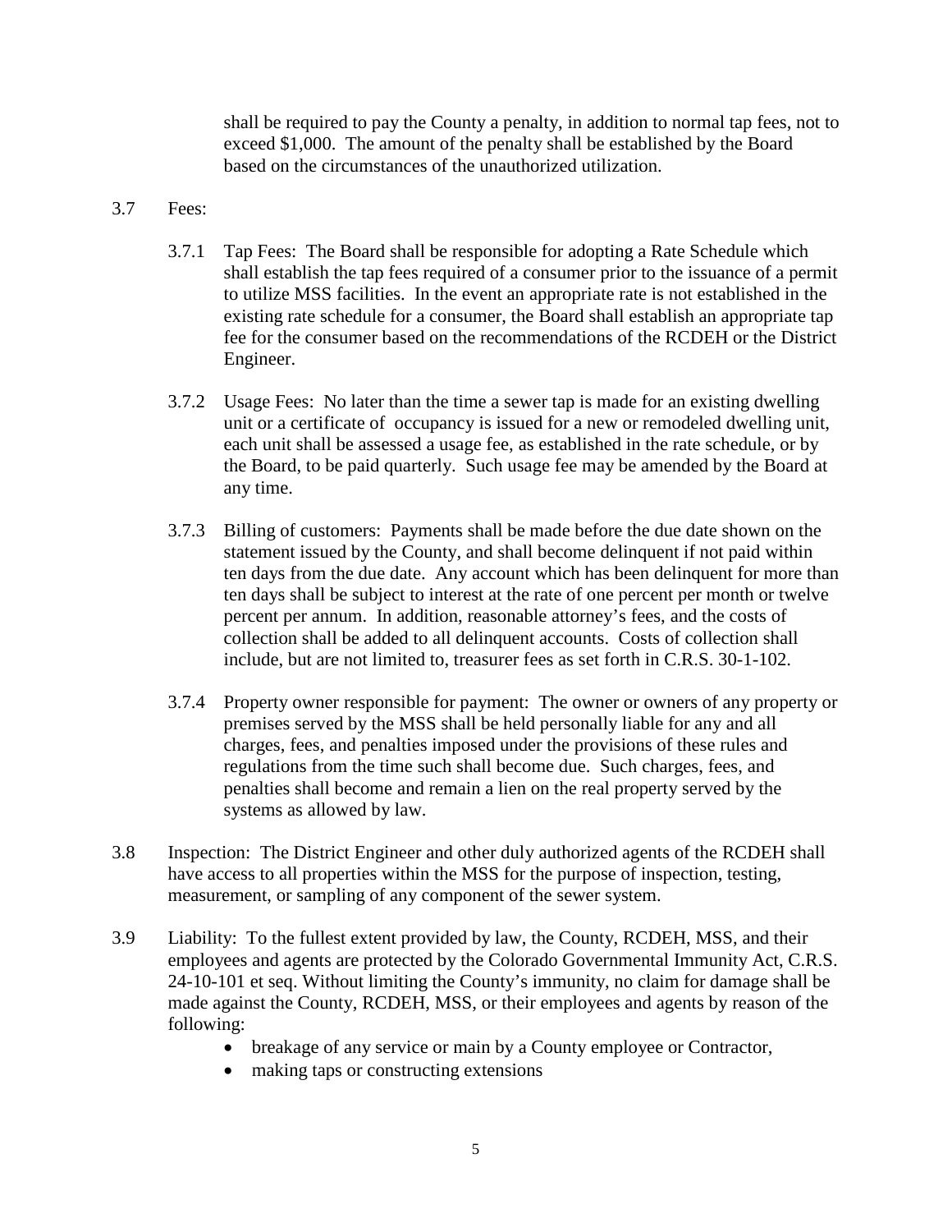shall be required to pay the County a penalty, in addition to normal tap fees, not to exceed $1,000. The amount of the penalty shall be established by the Board based on the circumstances of the unauthorized utilization.

3.7 Fees:

3.7.1 Tap Fees: The Board shall be responsible for adopting a Rate Schedule which shall establish the tap fees required of a consumer prior to the issuance of a permit to utilize MSS facilities. In the event an appropriate rate is not established in the existing rate schedule for a consumer, the Board shall establish an appropriate tap fee for the consumer based on the recommendations of the RCDEH or the District Engineer.

3.7.2 Usage Fees: No later than the time a sewer tap is made for an existing dwelling unit or a certificate of occupancy is issued for a new or remodeled dwelling unit, each unit shall be assessed a usage fee, as established in the rate schedule, or by the Board, to be paid quarterly. Such usage fee may be amended by the Board at any time.

3.7.3 Billing of customers: Payments shall be made before the due date shown on the statement issued by the County, and shall become delinquent if not paid within ten days from the due date. Any account which has been delinquent for more than ten days shall be subject to interest at the rate of one percent per month or twelve percent per annum. In addition, reasonable attorney's fees, and the costs of collection shall be added to all delinquent accounts. Costs of collection shall include, but are not limited to, treasurer fees as set forth in C.R.S. 30-1-102.

3.7.4 Property owner responsible for payment: The owner or owners of any property or premises served by the MSS shall be held personally liable for any and all charges, fees, and penalties imposed under the provisions of these rules and regulations from the time such shall become due. Such charges, fees, and penalties shall become and remain a lien on the real property served by the systems as allowed by law.

3.8 Inspection: The District Engineer and other duly authorized agents of the RCDEH shall have access to all properties within the MSS for the purpose of inspection, testing, measurement, or sampling of any component of the sewer system.

3.9 Liability: To the fullest extent provided by law, the County, RCDEH, MSS, and their employees and agents are protected by the Colorado Governmental Immunity Act, C.R.S. 24-10-101 et seq. Without limiting the County's immunity, no claim for damage shall be made against the County, RCDEH, MSS, or their employees and agents by reason of the following:

- breakage of any service or main by a County employee or Contractor,
- making taps or constructing extensions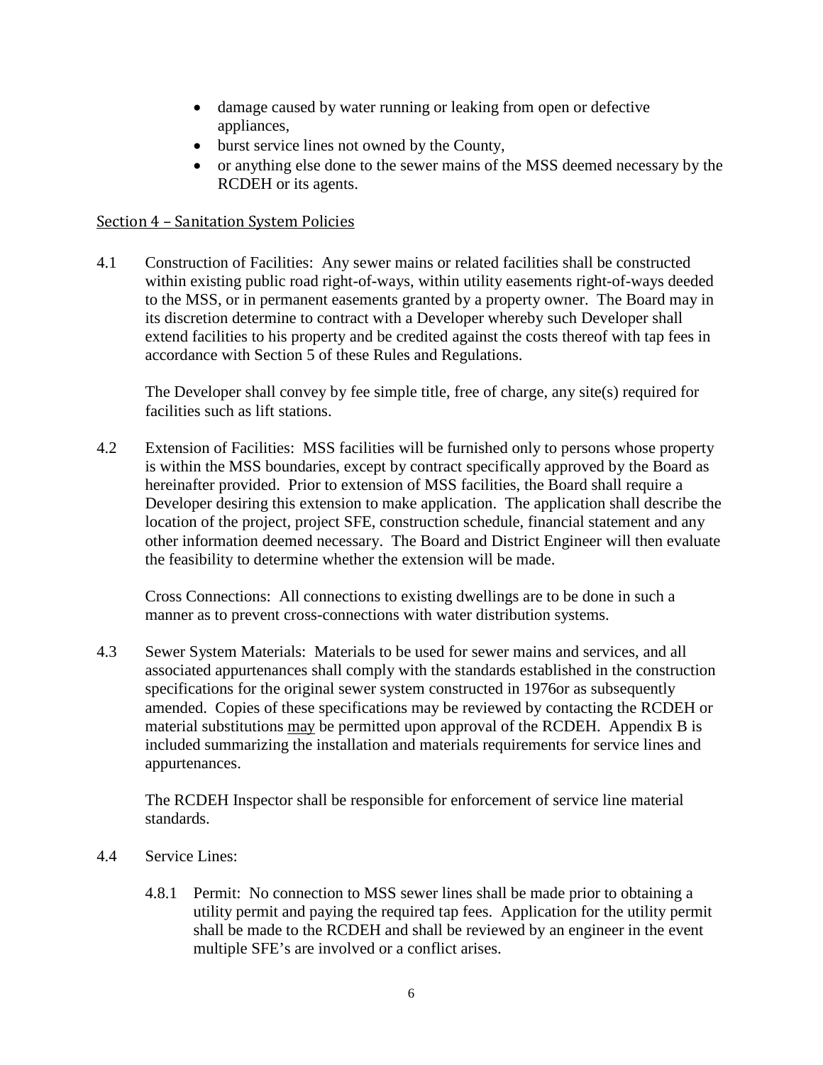- damage caused by water running or leaking from open or defective appliances,
- burst service lines not owned by the County,
- or anything else done to the sewer mains of the MSS deemed necessary by the RCDEH or its agents.

## Section 4 – Sanitation System Policies

4.1 Construction of Facilities: Any sewer mains or related facilities shall be constructed within existing public road right-of-ways, within utility easements right-of-ways deeded to the MSS, or in permanent easements granted by a property owner. The Board may in its discretion determine to contract with a Developer whereby such Developer shall extend facilities to his property and be credited against the costs thereof with tap fees in accordance with Section 5 of these Rules and Regulations.

The Developer shall convey by fee simple title, free of charge, any site(s) required for facilities such as lift stations.

4.2 Extension of Facilities: MSS facilities will be furnished only to persons whose property is within the MSS boundaries, except by contract specifically approved by the Board as hereinafter provided. Prior to extension of MSS facilities, the Board shall require a Developer desiring this extension to make application. The application shall describe the location of the project, project SFE, construction schedule, financial statement and any other information deemed necessary. The Board and District Engineer will then evaluate the feasibility to determine whether the extension will be made.

Cross Connections: All connections to existing dwellings are to be done in such a manner as to prevent cross-connections with water distribution systems.

4.3 Sewer System Materials: Materials to be used for sewer mains and services, and all associated appurtenances shall comply with the standards established in the construction specifications for the original sewer system constructed in 1976or as subsequently amended. Copies of these specifications may be reviewed by contacting the RCDEH or material substitutions <u>may</u> be permitted upon approval of the RCDEH. Appendix B is included summarizing the installation and materials requirements for service lines and appurtenances.

The RCDEH Inspector shall be responsible for enforcement of service line material standards.

4.4 Service Lines:

4.8.1 Permit: No connection to MSS sewer lines shall be made prior to obtaining a utility permit and paying the required tap fees. Application for the utility permit shall be made to the RCDEH and shall be reviewed by an engineer in the event multiple SFE's are involved or a conflict arises.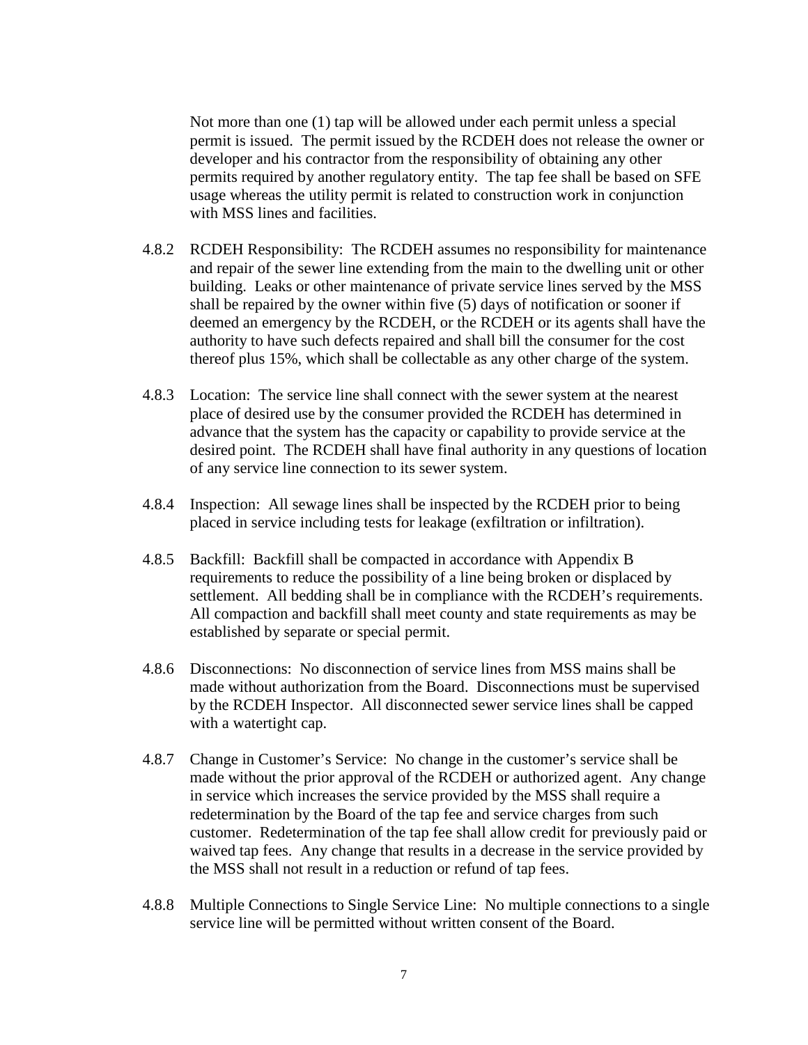Not more than one (1) tap will be allowed under each permit unless a special permit is issued. The permit issued by the RCDEH does not release the owner or developer and his contractor from the responsibility of obtaining any other permits required by another regulatory entity. The tap fee shall be based on SFE usage whereas the utility permit is related to construction work in conjunction with MSS lines and facilities.

4.8.2 RCDEH Responsibility: The RCDEH assumes no responsibility for maintenance and repair of the sewer line extending from the main to the dwelling unit or other building. Leaks or other maintenance of private service lines served by the MSS shall be repaired by the owner within five (5) days of notification or sooner if deemed an emergency by the RCDEH, or the RCDEH or its agents shall have the authority to have such defects repaired and shall bill the consumer for the cost thereof plus 15%, which shall be collectable as any other charge of the system.

4.8.3 Location: The service line shall connect with the sewer system at the nearest place of desired use by the consumer provided the RCDEH has determined in advance that the system has the capacity or capability to provide service at the desired point. The RCDEH shall have final authority in any questions of location of any service line connection to its sewer system.

4.8.4 Inspection: All sewage lines shall be inspected by the RCDEH prior to being placed in service including tests for leakage (exfiltration or infiltration).

4.8.5 Backfill: Backfill shall be compacted in accordance with Appendix B requirements to reduce the possibility of a line being broken or displaced by settlement. All bedding shall be in compliance with the RCDEH's requirements. All compaction and backfill shall meet county and state requirements as may be established by separate or special permit.

4.8.6 Disconnections: No disconnection of service lines from MSS mains shall be made without authorization from the Board. Disconnections must be supervised by the RCDEH Inspector. All disconnected sewer service lines shall be capped with a watertight cap.

4.8.7 Change in Customer's Service: No change in the customer's service shall be made without the prior approval of the RCDEH or authorized agent. Any change in service which increases the service provided by the MSS shall require a redetermination by the Board of the tap fee and service charges from such customer. Redetermination of the tap fee shall allow credit for previously paid or waived tap fees. Any change that results in a decrease in the service provided by the MSS shall not result in a reduction or refund of tap fees.

4.8.8 Multiple Connections to Single Service Line: No multiple connections to a single service line will be permitted without written consent of the Board.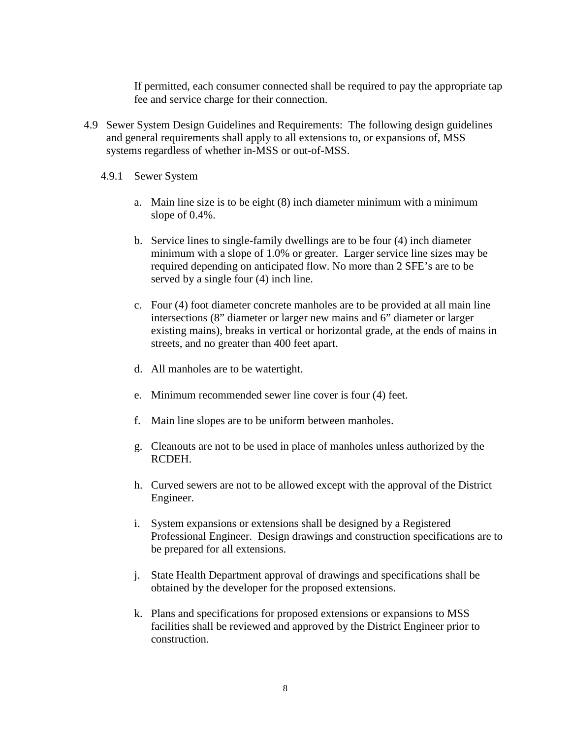If permitted, each consumer connected shall be required to pay the appropriate tap fee and service charge for their connection.

4.9 Sewer System Design Guidelines and Requirements: The following design guidelines and general requirements shall apply to all extensions to, or expansions of, MSS systems regardless of whether in-MSS or out-of-MSS.

4.9.1 Sewer System

a. Main line size is to be eight (8) inch diameter minimum with a minimum slope of 0.4%.

b. Service lines to single-family dwellings are to be four (4) inch diameter minimum with a slope of 1.0% or greater. Larger service line sizes may be required depending on anticipated flow. No more than 2 SFE's are to be served by a single four (4) inch line.

c. Four (4) foot diameter concrete manholes are to be provided at all main line intersections (8" diameter or larger new mains and 6" diameter or larger existing mains), breaks in vertical or horizontal grade, at the ends of mains in streets, and no greater than 400 feet apart.

d. All manholes are to be watertight.

e. Minimum recommended sewer line cover is four (4) feet.

f. Main line slopes are to be uniform between manholes.

g. Cleanouts are not to be used in place of manholes unless authorized by the RCDEH.

h. Curved sewers are not to be allowed except with the approval of the District Engineer.

i. System expansions or extensions shall be designed by a Registered Professional Engineer. Design drawings and construction specifications are to be prepared for all extensions.

j. State Health Department approval of drawings and specifications shall be obtained by the developer for the proposed extensions.

k. Plans and specifications for proposed extensions or expansions to MSS facilities shall be reviewed and approved by the District Engineer prior to construction.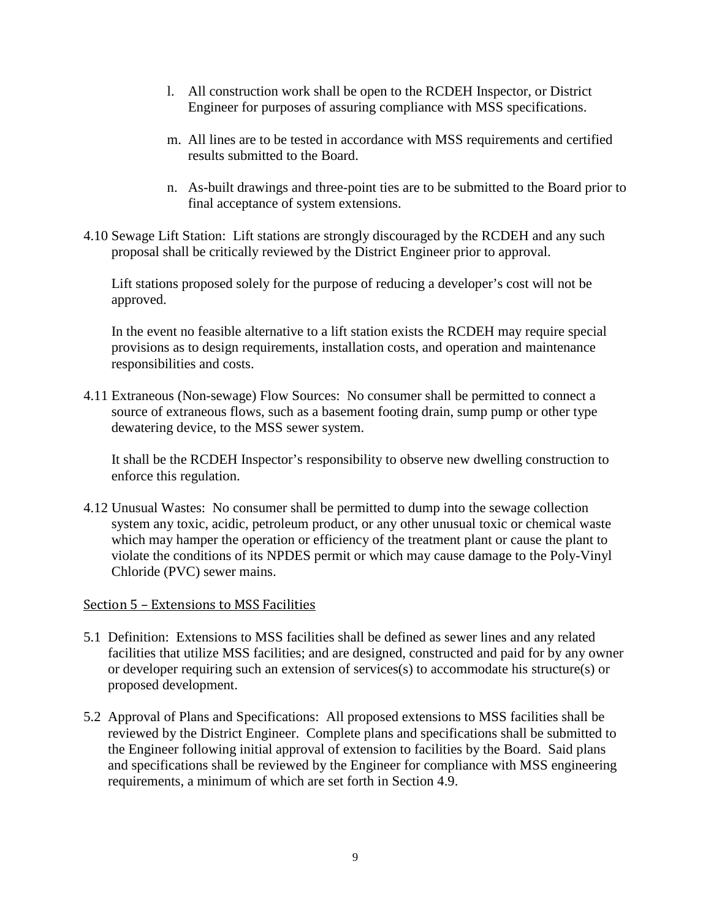l. All construction work shall be open to the RCDEH Inspector, or District Engineer for purposes of assuring compliance with MSS specifications.

m. All lines are to be tested in accordance with MSS requirements and certified results submitted to the Board.

n. As-built drawings and three-point ties are to be submitted to the Board prior to final acceptance of system extensions.

4.10 Sewage Lift Station: Lift stations are strongly discouraged by the RCDEH and any such proposal shall be critically reviewed by the District Engineer prior to approval.

Lift stations proposed solely for the purpose of reducing a developer's cost will not be approved.

In the event no feasible alternative to a lift station exists the RCDEH may require special provisions as to design requirements, installation costs, and operation and maintenance responsibilities and costs.

4.11 Extraneous (Non-sewage) Flow Sources: No consumer shall be permitted to connect a source of extraneous flows, such as a basement footing drain, sump pump or other type dewatering device, to the MSS sewer system.

It shall be the RCDEH Inspector's responsibility to observe new dwelling construction to enforce this regulation.

4.12 Unusual Wastes: No consumer shall be permitted to dump into the sewage collection system any toxic, acidic, petroleum product, or any other unusual toxic or chemical waste which may hamper the operation or efficiency of the treatment plant or cause the plant to violate the conditions of its NPDES permit or which may cause damage to the Poly-Vinyl Chloride (PVC) sewer mains.

## Section 5 – Extensions to MSS Facilities

5.1 Definition: Extensions to MSS facilities shall be defined as sewer lines and any related facilities that utilize MSS facilities; and are designed, constructed and paid for by any owner or developer requiring such an extension of services(s) to accommodate his structure(s) or proposed development.

5.2 Approval of Plans and Specifications: All proposed extensions to MSS facilities shall be reviewed by the District Engineer. Complete plans and specifications shall be submitted to the Engineer following initial approval of extension to facilities by the Board. Said plans and specifications shall be reviewed by the Engineer for compliance with MSS engineering requirements, a minimum of which are set forth in Section 4.9.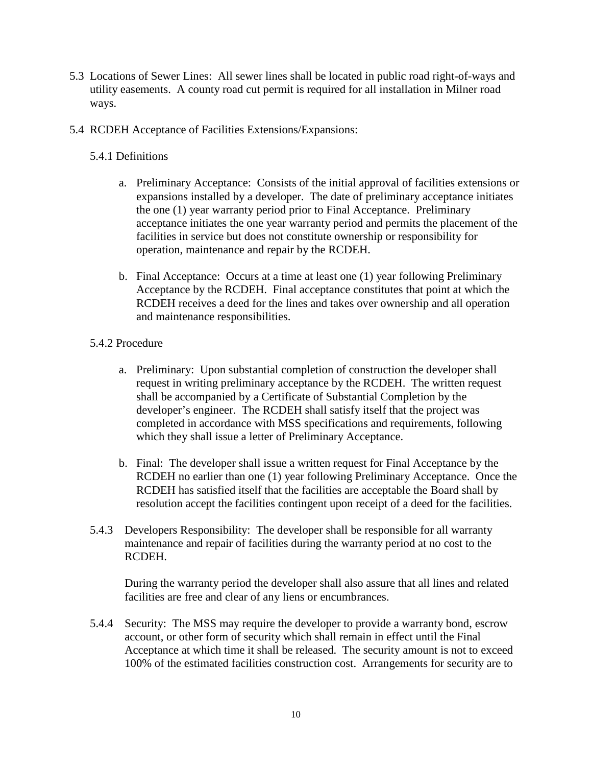5.3 Locations of Sewer Lines: All sewer lines shall be located in public road right-of-ways and utility easements. A county road cut permit is required for all installation in Milner road ways.

5.4 RCDEH Acceptance of Facilities Extensions/Expansions:

5.4.1 Definitions

a. Preliminary Acceptance: Consists of the initial approval of facilities extensions or expansions installed by a developer. The date of preliminary acceptance initiates the one (1) year warranty period prior to Final Acceptance. Preliminary acceptance initiates the one year warranty period and permits the placement of the facilities in service but does not constitute ownership or responsibility for operation, maintenance and repair by the RCDEH.

b. Final Acceptance: Occurs at a time at least one (1) year following Preliminary Acceptance by the RCDEH. Final acceptance constitutes that point at which the RCDEH receives a deed for the lines and takes over ownership and all operation and maintenance responsibilities.

5.4.2 Procedure

a. Preliminary: Upon substantial completion of construction the developer shall request in writing preliminary acceptance by the RCDEH. The written request shall be accompanied by a Certificate of Substantial Completion by the developer's engineer. The RCDEH shall satisfy itself that the project was completed in accordance with MSS specifications and requirements, following which they shall issue a letter of Preliminary Acceptance.

b. Final: The developer shall issue a written request for Final Acceptance by the RCDEH no earlier than one (1) year following Preliminary Acceptance. Once the RCDEH has satisfied itself that the facilities are acceptable the Board shall by resolution accept the facilities contingent upon receipt of a deed for the facilities.

5.4.3 Developers Responsibility: The developer shall be responsible for all warranty maintenance and repair of facilities during the warranty period at no cost to the RCDEH.

During the warranty period the developer shall also assure that all lines and related facilities are free and clear of any liens or encumbrances.

5.4.4 Security: The MSS may require the developer to provide a warranty bond, escrow account, or other form of security which shall remain in effect until the Final Acceptance at which time it shall be released. The security amount is not to exceed 100% of the estimated facilities construction cost. Arrangements for security are to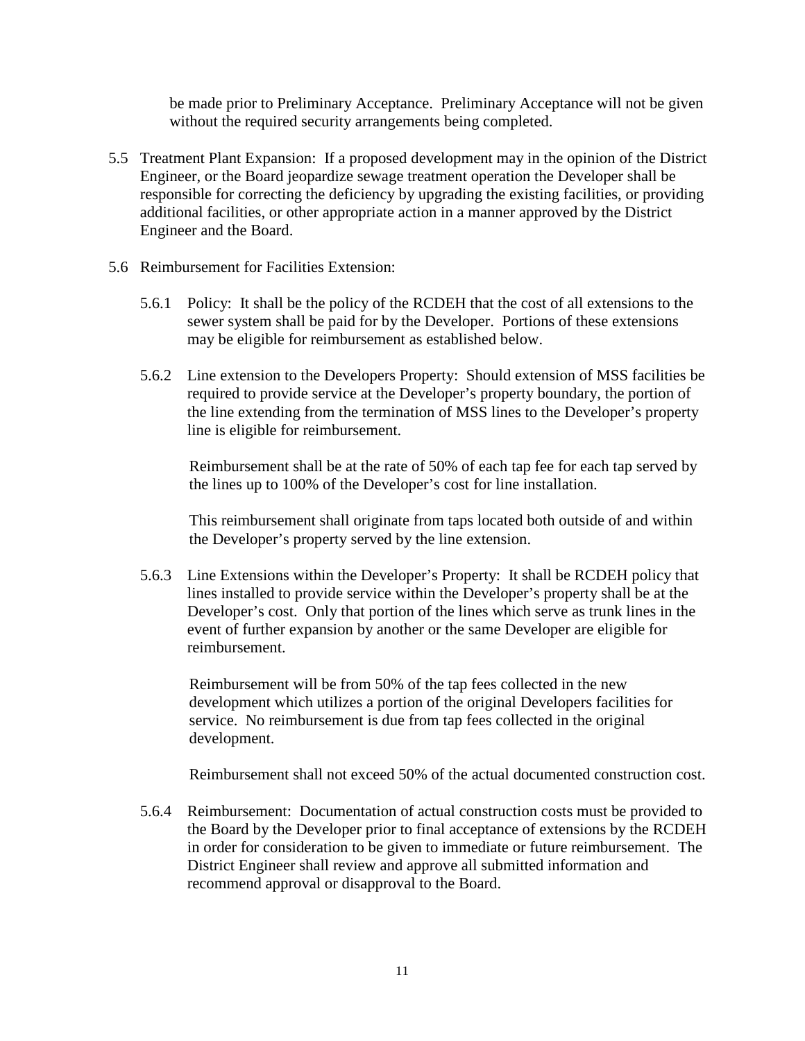be made prior to Preliminary Acceptance. Preliminary Acceptance will not be given without the required security arrangements being completed.

5.5 Treatment Plant Expansion: If a proposed development may in the opinion of the District Engineer, or the Board jeopardize sewage treatment operation the Developer shall be responsible for correcting the deficiency by upgrading the existing facilities, or providing additional facilities, or other appropriate action in a manner approved by the District Engineer and the Board.

5.6 Reimbursement for Facilities Extension:

5.6.1 Policy: It shall be the policy of the RCDEH that the cost of all extensions to the sewer system shall be paid for by the Developer. Portions of these extensions may be eligible for reimbursement as established below.

5.6.2 Line extension to the Developers Property: Should extension of MSS facilities be required to provide service at the Developer's property boundary, the portion of the line extending from the termination of MSS lines to the Developer's property line is eligible for reimbursement.

Reimbursement shall be at the rate of 50% of each tap fee for each tap served by the lines up to 100% of the Developer's cost for line installation.

This reimbursement shall originate from taps located both outside of and within the Developer's property served by the line extension.

5.6.3 Line Extensions within the Developer's Property: It shall be RCDEH policy that lines installed to provide service within the Developer's property shall be at the Developer's cost. Only that portion of the lines which serve as trunk lines in the event of further expansion by another or the same Developer are eligible for reimbursement.

Reimbursement will be from 50% of the tap fees collected in the new development which utilizes a portion of the original Developers facilities for service. No reimbursement is due from tap fees collected in the original development.

Reimbursement shall not exceed 50% of the actual documented construction cost.

5.6.4 Reimbursement: Documentation of actual construction costs must be provided to the Board by the Developer prior to final acceptance of extensions by the RCDEH in order for consideration to be given to immediate or future reimbursement. The District Engineer shall review and approve all submitted information and recommend approval or disapproval to the Board.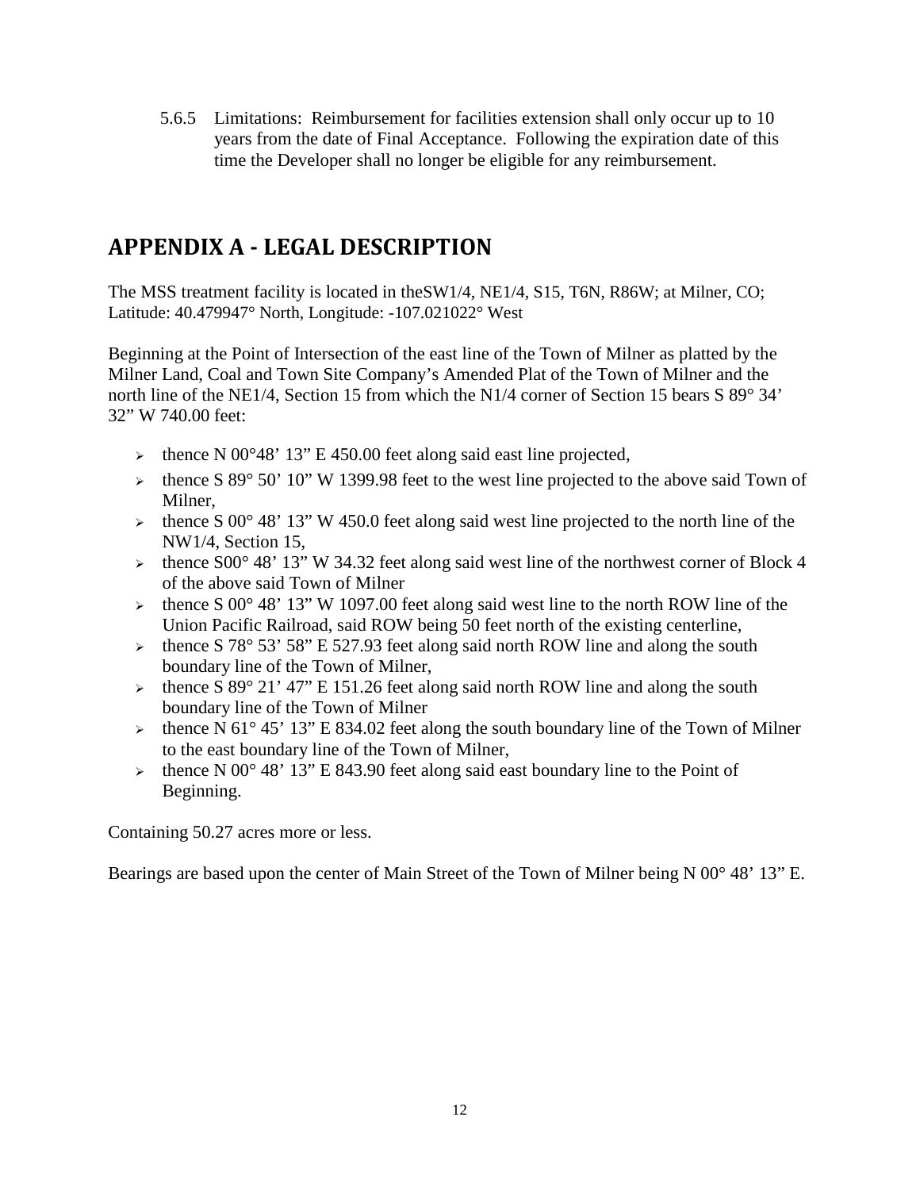5.6.5 Limitations: Reimbursement for facilities extension shall only occur up to 10 years from the date of Final Acceptance. Following the expiration date of this time the Developer shall no longer be eligible for any reimbursement.

# APPENDIX A - LEGAL DESCRIPTION

The MSS treatment facility is located in theSW1/4, NE1/4, S15, T6N, R86W; at Milner, CO; Latitude: 40.479947° North, Longitude: -107.021022° West

Beginning at the Point of Intersection of the east line of the Town of Milner as platted by the Milner Land, Coal and Town Site Company's Amended Plat of the Town of Milner and the north line of the NE1/4, Section 15 from which the N1/4 corner of Section 15 bears S 89° 34' 32" W 740.00 feet:

- thence N 00°48' 13" E 450.00 feet along said east line projected,
- thence S 89° 50' 10" W 1399.98 feet to the west line projected to the above said Town of Milner,
- thence S 00° 48' 13" W 450.0 feet along said west line projected to the north line of the NW1/4, Section 15,
- thence S00° 48' 13" W 34.32 feet along said west line of the northwest corner of Block 4 of the above said Town of Milner
- thence S 00° 48' 13" W 1097.00 feet along said west line to the north ROW line of the Union Pacific Railroad, said ROW being 50 feet north of the existing centerline,
- thence S 78° 53' 58" E 527.93 feet along said north ROW line and along the south boundary line of the Town of Milner,
- thence S 89° 21' 47" E 151.26 feet along said north ROW line and along the south boundary line of the Town of Milner
- thence N 61° 45' 13" E 834.02 feet along the south boundary line of the Town of Milner to the east boundary line of the Town of Milner,
- thence N 00° 48' 13" E 843.90 feet along said east boundary line to the Point of Beginning.

Containing 50.27 acres more or less.

Bearings are based upon the center of Main Street of the Town of Milner being N 00° 48' 13" E.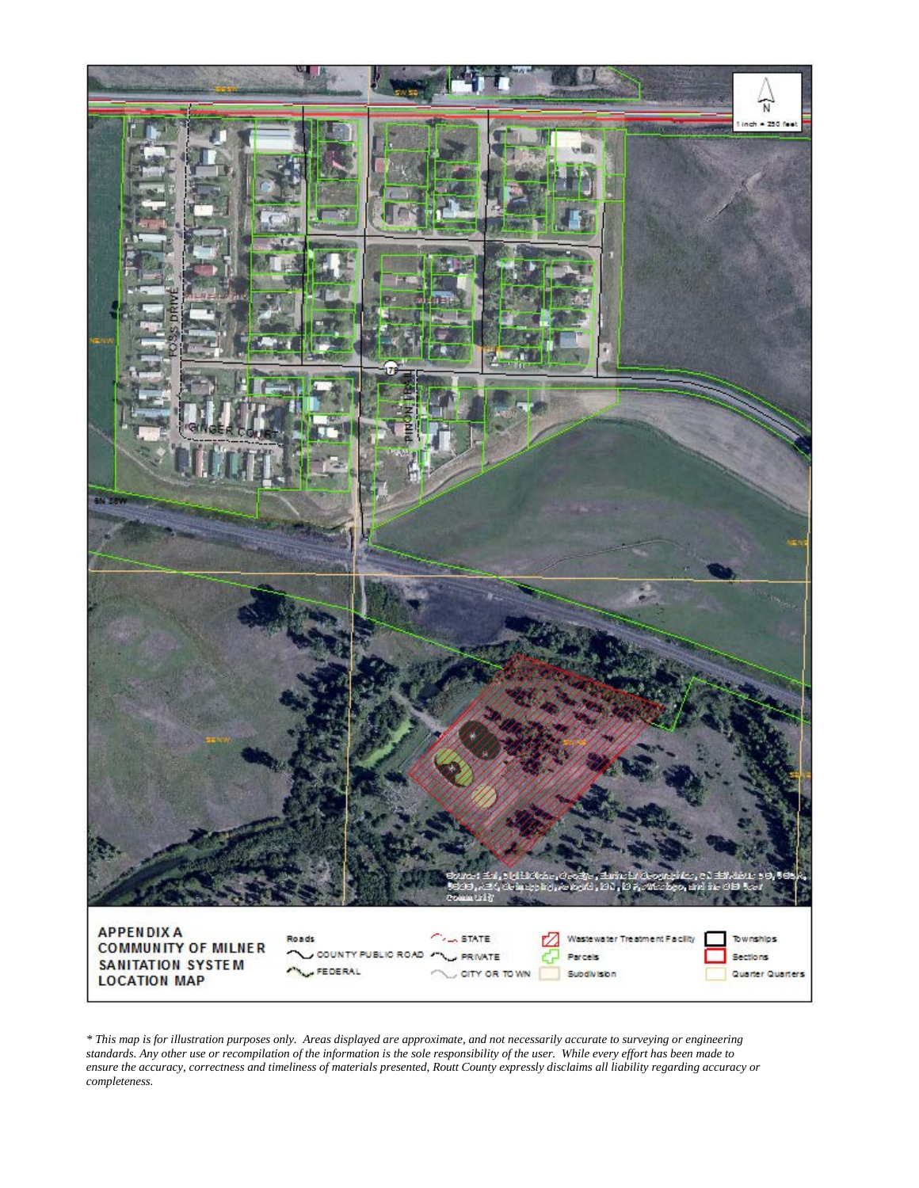**APPENDIX A**
**COMMUNITY OF MILNER SANITATION SYSTEM LOCATION MAP**

Roads
- COUNTY PUBLIC ROAD
- FEDERAL
- STATE
- PRIVATE
- CITY OR TOWN

- Wastewater Treatment Facility
- Parcels
- Subdivision
- Townships
- Sections
- Quarter Quarters

1 inch = 250 feet

*\* This map is for illustration purposes only. Areas displayed are approximate, and not necessarily accurate to surveying or engineering standards. Any other use or recompilation of the information is the sole responsibility of the user. While every effort has been made to ensure the accuracy, correctness and timeliness of materials presented, Routt County expressly disclaims all liability regarding accuracy or completeness.*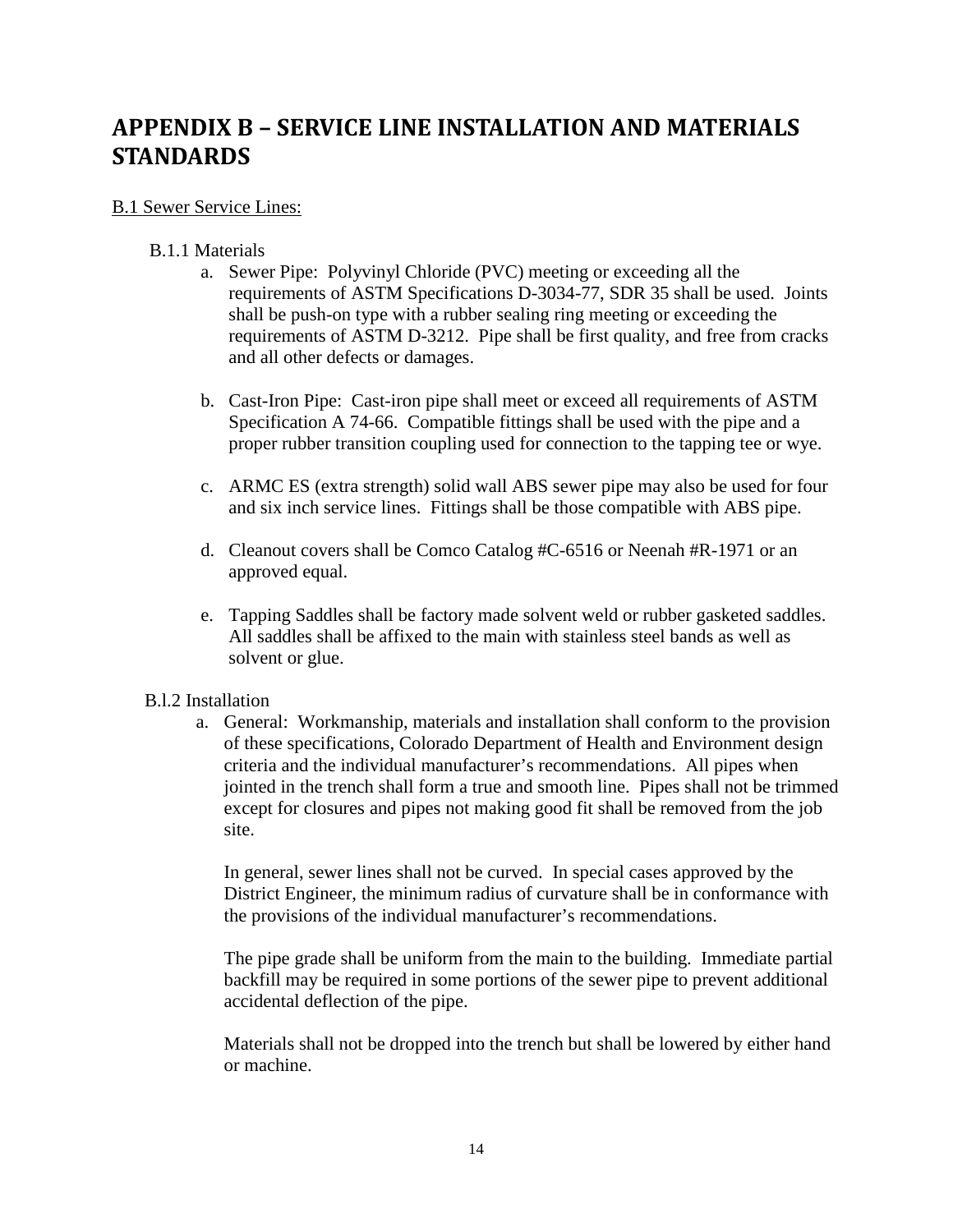# APPENDIX B – SERVICE LINE INSTALLATION AND MATERIALS STANDARDS

B.1 Sewer Service Lines:

B.1.1 Materials

a. Sewer Pipe: Polyvinyl Chloride (PVC) meeting or exceeding all the requirements of ASTM Specifications D-3034-77, SDR 35 shall be used. Joints shall be push-on type with a rubber sealing ring meeting or exceeding the requirements of ASTM D-3212. Pipe shall be first quality, and free from cracks and all other defects or damages.

b. Cast-Iron Pipe: Cast-iron pipe shall meet or exceed all requirements of ASTM Specification A 74-66. Compatible fittings shall be used with the pipe and a proper rubber transition coupling used for connection to the tapping tee or wye.

c. ARMC ES (extra strength) solid wall ABS sewer pipe may also be used for four and six inch service lines. Fittings shall be those compatible with ABS pipe.

d. Cleanout covers shall be Comco Catalog #C-6516 or Neenah #R-1971 or an approved equal.

e. Tapping Saddles shall be factory made solvent weld or rubber gasketed saddles. All saddles shall be affixed to the main with stainless steel bands as well as solvent or glue.

B.l.2 Installation

a. General: Workmanship, materials and installation shall conform to the provision of these specifications, Colorado Department of Health and Environment design criteria and the individual manufacturer's recommendations. All pipes when jointed in the trench shall form a true and smooth line. Pipes shall not be trimmed except for closures and pipes not making good fit shall be removed from the job site.

In general, sewer lines shall not be curved. In special cases approved by the District Engineer, the minimum radius of curvature shall be in conformance with the provisions of the individual manufacturer's recommendations.

The pipe grade shall be uniform from the main to the building. Immediate partial backfill may be required in some portions of the sewer pipe to prevent additional accidental deflection of the pipe.

Materials shall not be dropped into the trench but shall be lowered by either hand or machine.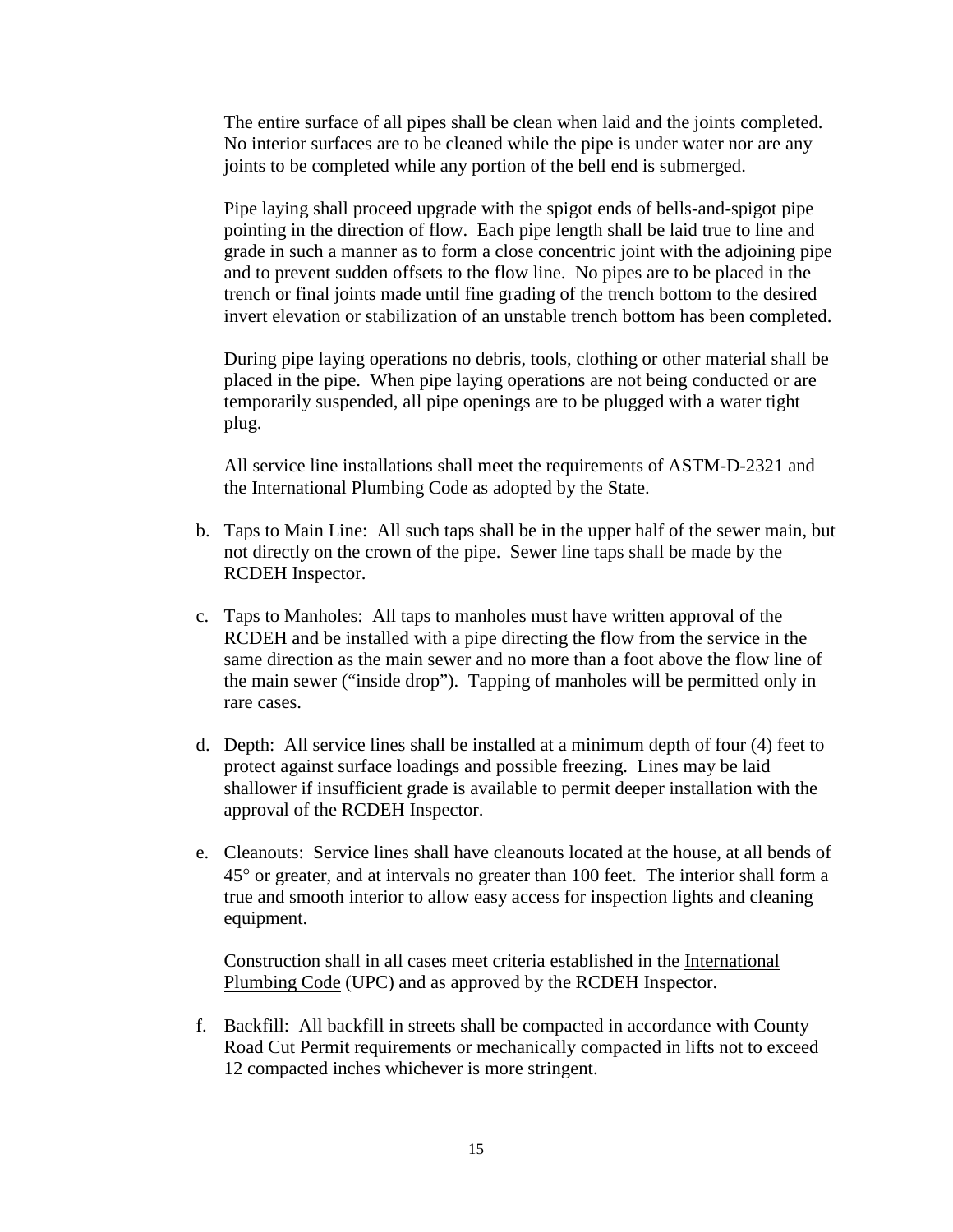The entire surface of all pipes shall be clean when laid and the joints completed. No interior surfaces are to be cleaned while the pipe is under water nor are any joints to be completed while any portion of the bell end is submerged.

Pipe laying shall proceed upgrade with the spigot ends of bells-and-spigot pipe pointing in the direction of flow. Each pipe length shall be laid true to line and grade in such a manner as to form a close concentric joint with the adjoining pipe and to prevent sudden offsets to the flow line. No pipes are to be placed in the trench or final joints made until fine grading of the trench bottom to the desired invert elevation or stabilization of an unstable trench bottom has been completed.

During pipe laying operations no debris, tools, clothing or other material shall be placed in the pipe. When pipe laying operations are not being conducted or are temporarily suspended, all pipe openings are to be plugged with a water tight plug.

All service line installations shall meet the requirements of ASTM-D-2321 and the International Plumbing Code as adopted by the State.

b. Taps to Main Line: All such taps shall be in the upper half of the sewer main, but not directly on the crown of the pipe. Sewer line taps shall be made by the RCDEH Inspector.

c. Taps to Manholes: All taps to manholes must have written approval of the RCDEH and be installed with a pipe directing the flow from the service in the same direction as the main sewer and no more than a foot above the flow line of the main sewer ("inside drop"). Tapping of manholes will be permitted only in rare cases.

d. Depth: All service lines shall be installed at a minimum depth of four (4) feet to protect against surface loadings and possible freezing. Lines may be laid shallower if insufficient grade is available to permit deeper installation with the approval of the RCDEH Inspector.

e. Cleanouts: Service lines shall have cleanouts located at the house, at all bends of 45° or greater, and at intervals no greater than 100 feet. The interior shall form a true and smooth interior to allow easy access for inspection lights and cleaning equipment.

   Construction shall in all cases meet criteria established in the International Plumbing Code (UPC) and as approved by the RCDEH Inspector.

f. Backfill: All backfill in streets shall be compacted in accordance with County Road Cut Permit requirements or mechanically compacted in lifts not to exceed 12 compacted inches whichever is more stringent.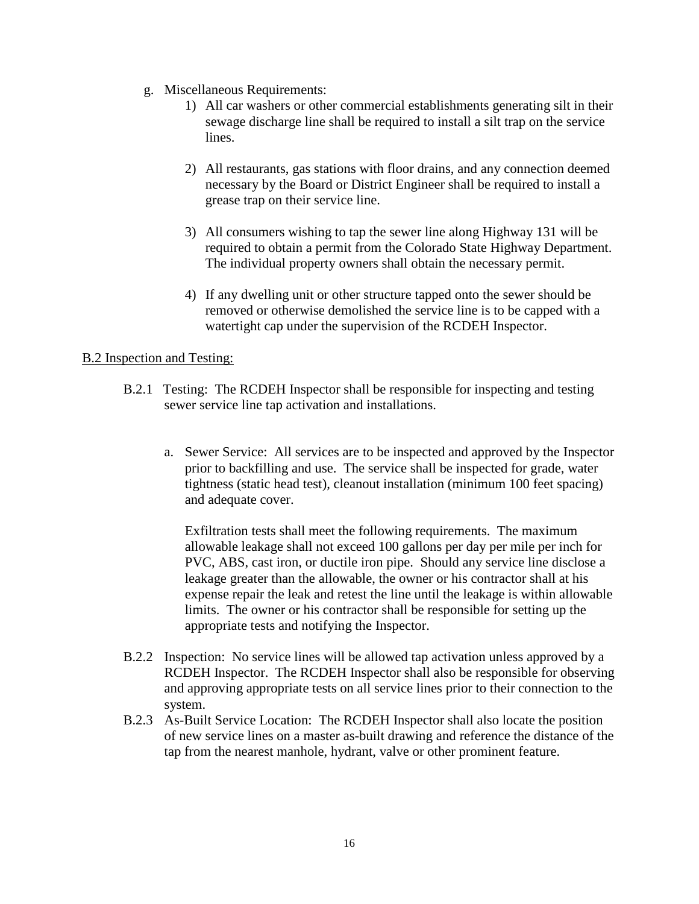g. Miscellaneous Requirements:

   1) All car washers or other commercial establishments generating silt in their sewage discharge line shall be required to install a silt trap on the service lines.

   2) All restaurants, gas stations with floor drains, and any connection deemed necessary by the Board or District Engineer shall be required to install a grease trap on their service line.

   3) All consumers wishing to tap the sewer line along Highway 131 will be required to obtain a permit from the Colorado State Highway Department. The individual property owners shall obtain the necessary permit.

   4) If any dwelling unit or other structure tapped onto the sewer should be removed or otherwise demolished the service line is to be capped with a watertight cap under the supervision of the RCDEH Inspector.

B.2 Inspection and Testing:

B.2.1 Testing: The RCDEH Inspector shall be responsible for inspecting and testing sewer service line tap activation and installations.

a. Sewer Service: All services are to be inspected and approved by the Inspector prior to backfilling and use. The service shall be inspected for grade, water tightness (static head test), cleanout installation (minimum 100 feet spacing) and adequate cover.

   Exfiltration tests shall meet the following requirements. The maximum allowable leakage shall not exceed 100 gallons per day per mile per inch for PVC, ABS, cast iron, or ductile iron pipe. Should any service line disclose a leakage greater than the allowable, the owner or his contractor shall at his expense repair the leak and retest the line until the leakage is within allowable limits. The owner or his contractor shall be responsible for setting up the appropriate tests and notifying the Inspector.

B.2.2 Inspection: No service lines will be allowed tap activation unless approved by a RCDEH Inspector. The RCDEH Inspector shall also be responsible for observing and approving appropriate tests on all service lines prior to their connection to the system.

B.2.3 As-Built Service Location: The RCDEH Inspector shall also locate the position of new service lines on a master as-built drawing and reference the distance of the tap from the nearest manhole, hydrant, valve or other prominent feature.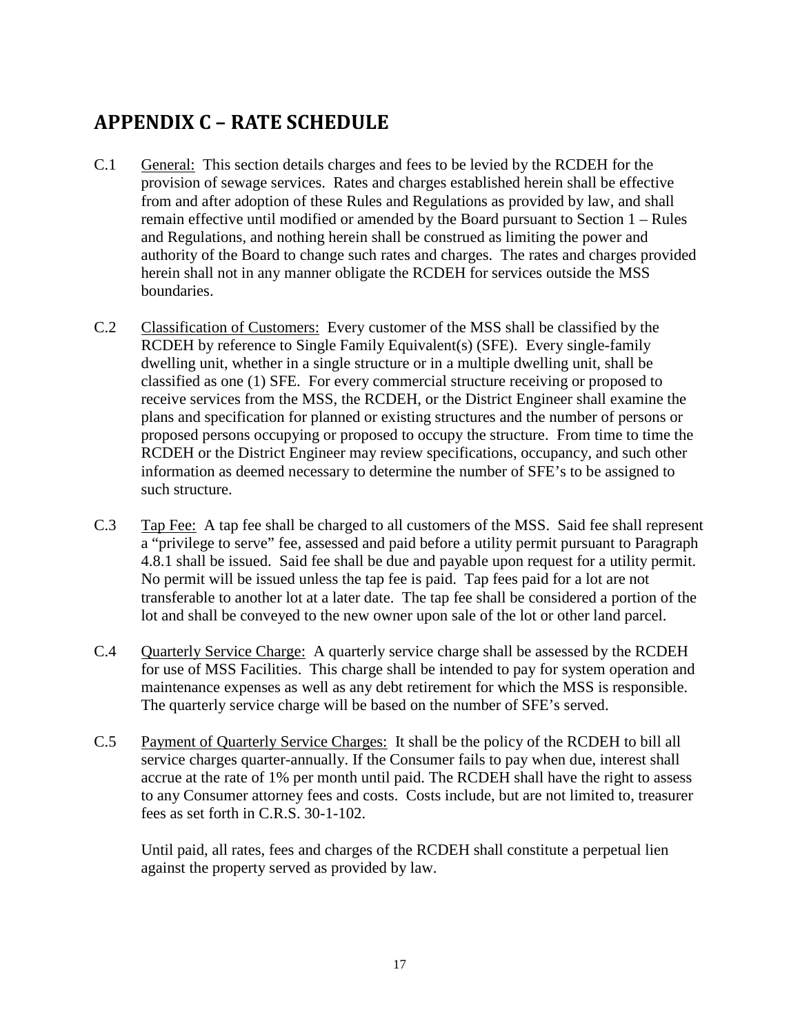## APPENDIX C – RATE SCHEDULE

C.1 General: This section details charges and fees to be levied by the RCDEH for the provision of sewage services. Rates and charges established herein shall be effective from and after adoption of these Rules and Regulations as provided by law, and shall remain effective until modified or amended by the Board pursuant to Section 1 – Rules and Regulations, and nothing herein shall be construed as limiting the power and authority of the Board to change such rates and charges. The rates and charges provided herein shall not in any manner obligate the RCDEH for services outside the MSS boundaries.

C.2 Classification of Customers: Every customer of the MSS shall be classified by the RCDEH by reference to Single Family Equivalent(s) (SFE). Every single-family dwelling unit, whether in a single structure or in a multiple dwelling unit, shall be classified as one (1) SFE. For every commercial structure receiving or proposed to receive services from the MSS, the RCDEH, or the District Engineer shall examine the plans and specification for planned or existing structures and the number of persons or proposed persons occupying or proposed to occupy the structure. From time to time the RCDEH or the District Engineer may review specifications, occupancy, and such other information as deemed necessary to determine the number of SFE's to be assigned to such structure.

C.3 Tap Fee: A tap fee shall be charged to all customers of the MSS. Said fee shall represent a "privilege to serve" fee, assessed and paid before a utility permit pursuant to Paragraph 4.8.1 shall be issued. Said fee shall be due and payable upon request for a utility permit. No permit will be issued unless the tap fee is paid. Tap fees paid for a lot are not transferable to another lot at a later date. The tap fee shall be considered a portion of the lot and shall be conveyed to the new owner upon sale of the lot or other land parcel.

C.4 Quarterly Service Charge: A quarterly service charge shall be assessed by the RCDEH for use of MSS Facilities. This charge shall be intended to pay for system operation and maintenance expenses as well as any debt retirement for which the MSS is responsible. The quarterly service charge will be based on the number of SFE's served.

C.5 Payment of Quarterly Service Charges: It shall be the policy of the RCDEH to bill all service charges quarter-annually. If the Consumer fails to pay when due, interest shall accrue at the rate of 1% per month until paid. The RCDEH shall have the right to assess to any Consumer attorney fees and costs. Costs include, but are not limited to, treasurer fees as set forth in C.R.S. 30-1-102.

Until paid, all rates, fees and charges of the RCDEH shall constitute a perpetual lien against the property served as provided by law.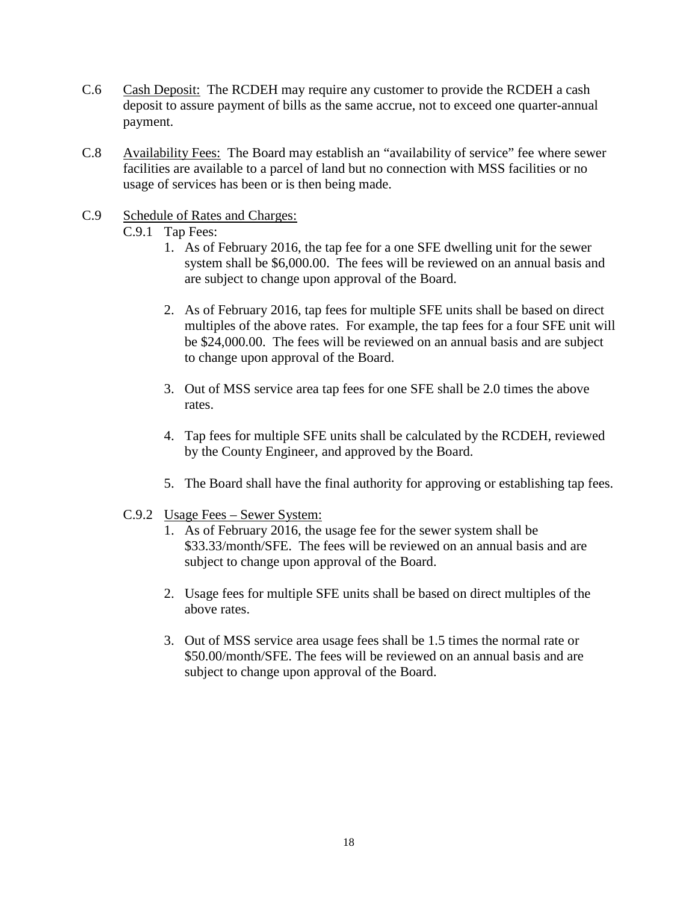C.6 Cash Deposit: The RCDEH may require any customer to provide the RCDEH a cash deposit to assure payment of bills as the same accrue, not to exceed one quarter-annual payment.

C.8 Availability Fees: The Board may establish an "availability of service" fee where sewer facilities are available to a parcel of land but no connection with MSS facilities or no usage of services has been or is then being made.

C.9 Schedule of Rates and Charges:

C.9.1 Tap Fees:

1. As of February 2016, the tap fee for a one SFE dwelling unit for the sewer system shall be $6,000.00. The fees will be reviewed on an annual basis and are subject to change upon approval of the Board.

2. As of February 2016, tap fees for multiple SFE units shall be based on direct multiples of the above rates. For example, the tap fees for a four SFE unit will be $24,000.00. The fees will be reviewed on an annual basis and are subject to change upon approval of the Board.

3. Out of MSS service area tap fees for one SFE shall be 2.0 times the above rates.

4. Tap fees for multiple SFE units shall be calculated by the RCDEH, reviewed by the County Engineer, and approved by the Board.

5. The Board shall have the final authority for approving or establishing tap fees.

C.9.2 Usage Fees – Sewer System:

1. As of February 2016, the usage fee for the sewer system shall be $33.33/month/SFE. The fees will be reviewed on an annual basis and are subject to change upon approval of the Board.

2. Usage fees for multiple SFE units shall be based on direct multiples of the above rates.

3. Out of MSS service area usage fees shall be 1.5 times the normal rate or $50.00/month/SFE. The fees will be reviewed on an annual basis and are subject to change upon approval of the Board.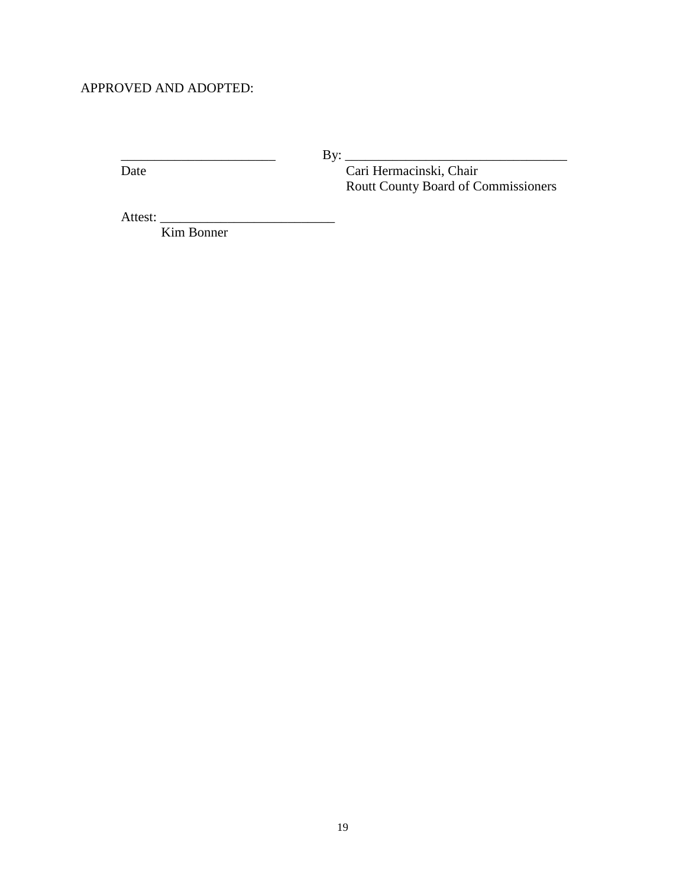APPROVED AND ADOPTED:

_______________________ By: _________________________________

Date Cari Hermacinski, Chair

Routt County Board of Commissioners

Attest: __________________________

Kim Bonner